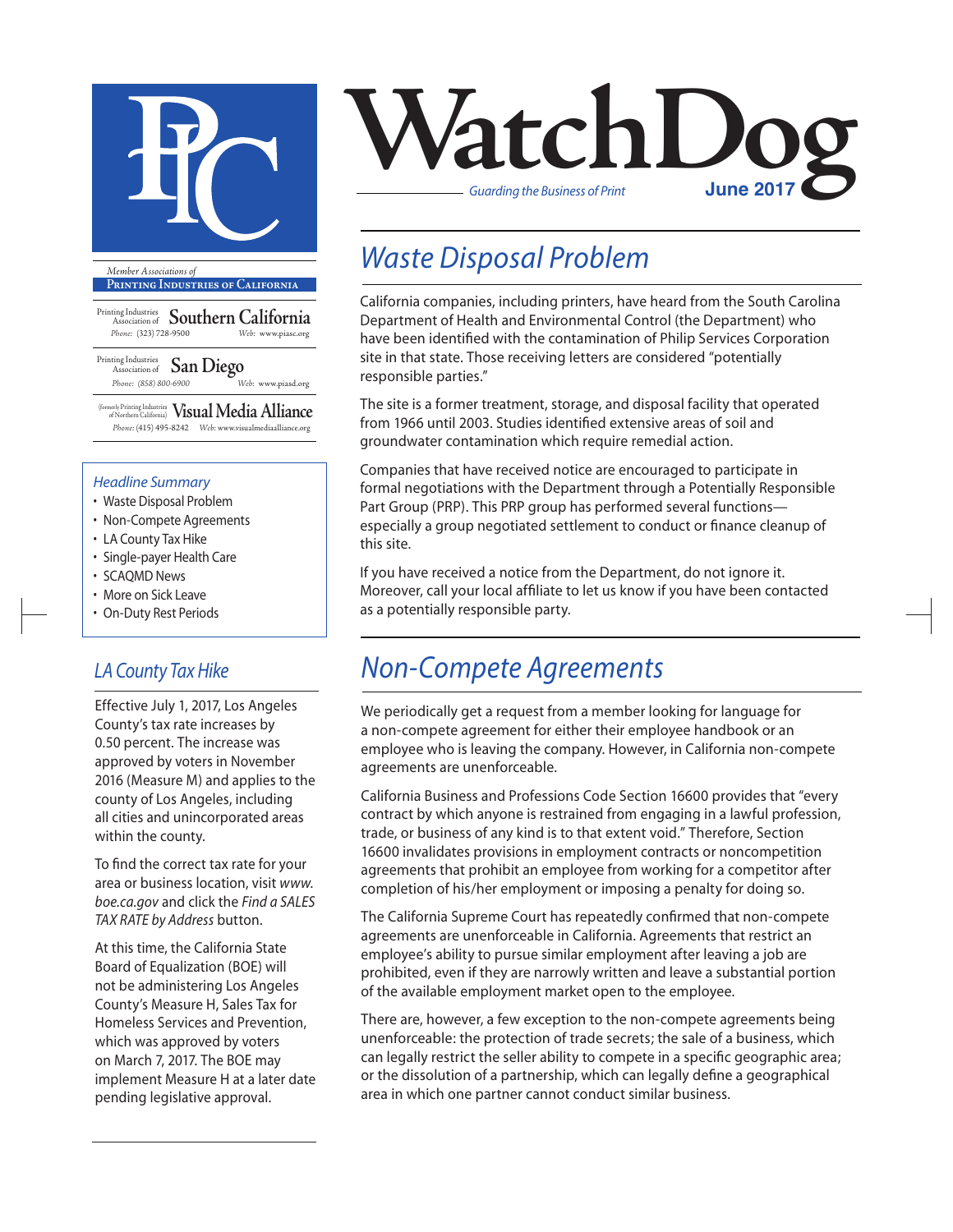# WatchDog

*Guarding the Business of Print*

**June 2017**

*Member Associations of*

**Printing Industries of California**

Printing Industries Association of **Southern California**
*Phone:* (323) 728-9500 *Web:* www.piasc.org

Printing Industries Association of **San Diego**
*Phone:* (858) 800-6900 *Web:* www.piasd.org

(formerly Printing Industries of Northern California) **Visual Media Alliance**
*Phone:* (415) 495-8242 *Web:* www.visualmediaalliance.org

### *Headline Summary*

- Waste Disposal Problem
- Non-Compete Agreements
- LA County Tax Hike
- Single-payer Health Care
- SCAQMD News
- More on Sick Leave
- On-Duty Rest Periods

## *Waste Disposal Problem*

California companies, including printers, have heard from the South Carolina Department of Health and Environmental Control (the Department) who have been identified with the contamination of Philip Services Corporation site in that state. Those receiving letters are considered "potentially responsible parties."

The site is a former treatment, storage, and disposal facility that operated from 1966 until 2003. Studies identified extensive areas of soil and groundwater contamination which require remedial action.

Companies that have received notice are encouraged to participate in formal negotiations with the Department through a Potentially Responsible Part Group (PRP). This PRP group has performed several functions—especially a group negotiated settlement to conduct or finance cleanup of this site.

If you have received a notice from the Department, do not ignore it. Moreover, call your local affiliate to let us know if you have been contacted as a potentially responsible party.

## *Non-Compete Agreements*

We periodically get a request from a member looking for language for a non-compete agreement for either their employee handbook or an employee who is leaving the company. However, in California non-compete agreements are unenforceable.

California Business and Professions Code Section 16600 provides that "every contract by which anyone is restrained from engaging in a lawful profession, trade, or business of any kind is to that extent void." Therefore, Section 16600 invalidates provisions in employment contracts or noncompetition agreements that prohibit an employee from working for a competitor after completion of his/her employment or imposing a penalty for doing so.

The California Supreme Court has repeatedly confirmed that non-compete agreements are unenforceable in California. Agreements that restrict an employee's ability to pursue similar employment after leaving a job are prohibited, even if they are narrowly written and leave a substantial portion of the available employment market open to the employee.

There are, however, a few exception to the non-compete agreements being unenforceable: the protection of trade secrets; the sale of a business, which can legally restrict the seller ability to compete in a specific geographic area; or the dissolution of a partnership, which can legally define a geographical area in which one partner cannot conduct similar business.

## *LA County Tax Hike*

Effective July 1, 2017, Los Angeles County's tax rate increases by 0.50 percent. The increase was approved by voters in November 2016 (Measure M) and applies to the county of Los Angeles, including all cities and unincorporated areas within the county.

To find the correct tax rate for your area or business location, visit *www.boe.ca.gov* and click the *Find a SALES TAX RATE by Address* button.

At this time, the California State Board of Equalization (BOE) will not be administering Los Angeles County's Measure H, Sales Tax for Homeless Services and Prevention, which was approved by voters on March 7, 2017. The BOE may implement Measure H at a later date pending legislative approval.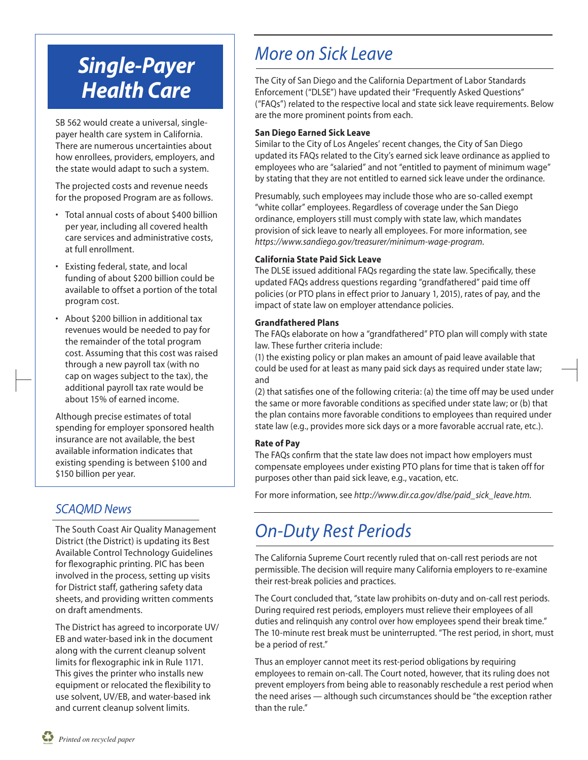## Single-Payer Health Care

SB 562 would create a universal, single-payer health care system in California. There are numerous uncertainties about how enrollees, providers, employers, and the state would adapt to such a system.

The projected costs and revenue needs for the proposed Program are as follows.

- Total annual costs of about $400 billion per year, including all covered health care services and administrative costs, at full enrollment.
- Existing federal, state, and local funding of about $200 billion could be available to offset a portion of the total program cost.
- About $200 billion in additional tax revenues would be needed to pay for the remainder of the total program cost. Assuming that this cost was raised through a new payroll tax (with no cap on wages subject to the tax), the additional payroll tax rate would be about 15% of earned income.

Although precise estimates of total spending for employer sponsored health insurance are not available, the best available information indicates that existing spending is between $100 and $150 billion per year.

## *SCAQMD News*

The South Coast Air Quality Management District (the District) is updating its Best Available Control Technology Guidelines for flexographic printing. PIC has been involved in the process, setting up visits for District staff, gathering safety data sheets, and providing written comments on draft amendments.

The District has agreed to incorporate UV/EB and water-based ink in the document along with the current cleanup solvent limits for flexographic ink in Rule 1171. This gives the printer who installs new equipment or relocated the flexibility to use solvent, UV/EB, and water-based ink and current cleanup solvent limits.

## *More on Sick Leave*

The City of San Diego and the California Department of Labor Standards Enforcement ("DLSE") have updated their "Frequently Asked Questions" ("FAQs") related to the respective local and state sick leave requirements. Below are the more prominent points from each.

**San Diego Earned Sick Leave**

Similar to the City of Los Angeles' recent changes, the City of San Diego updated its FAQs related to the City's earned sick leave ordinance as applied to employees who are "salaried" and not "entitled to payment of minimum wage" by stating that they are not entitled to earned sick leave under the ordinance.

Presumably, such employees may include those who are so-called exempt "white collar" employees. Regardless of coverage under the San Diego ordinance, employers still must comply with state law, which mandates provision of sick leave to nearly all employees. For more information, see *https://www.sandiego.gov/treasurer/minimum-wage-program*.

**California State Paid Sick Leave**

The DLSE issued additional FAQs regarding the state law. Specifically, these updated FAQs address questions regarding "grandfathered" paid time off policies (or PTO plans in effect prior to January 1, 2015), rates of pay, and the impact of state law on employer attendance policies.

**Grandfathered Plans**

The FAQs elaborate on how a "grandfathered" PTO plan will comply with state law. These further criteria include:

(1) the existing policy or plan makes an amount of paid leave available that could be used for at least as many paid sick days as required under state law; and

(2) that satisfies one of the following criteria: (a) the time off may be used under the same or more favorable conditions as specified under state law; or (b) that the plan contains more favorable conditions to employees than required under state law (e.g., provides more sick days or a more favorable accrual rate, etc.).

**Rate of Pay**

The FAQs confirm that the state law does not impact how employers must compensate employees under existing PTO plans for time that is taken off for purposes other than paid sick leave, e.g., vacation, etc.

For more information, see *http://www.dir.ca.gov/dlse/paid_sick_leave.htm.*

## *On-Duty Rest Periods*

The California Supreme Court recently ruled that on-call rest periods are not permissible. The decision will require many California employers to re-examine their rest-break policies and practices.

The Court concluded that, "state law prohibits on-duty and on-call rest periods. During required rest periods, employers must relieve their employees of all duties and relinquish any control over how employees spend their break time." The 10-minute rest break must be uninterrupted. "The rest period, in short, must be a period of rest."

Thus an employer cannot meet its rest-period obligations by requiring employees to remain on-call. The Court noted, however, that its ruling does not prevent employers from being able to reasonably reschedule a rest period when the need arises — although such circumstances should be "the exception rather than the rule."

*Printed on recycled paper*